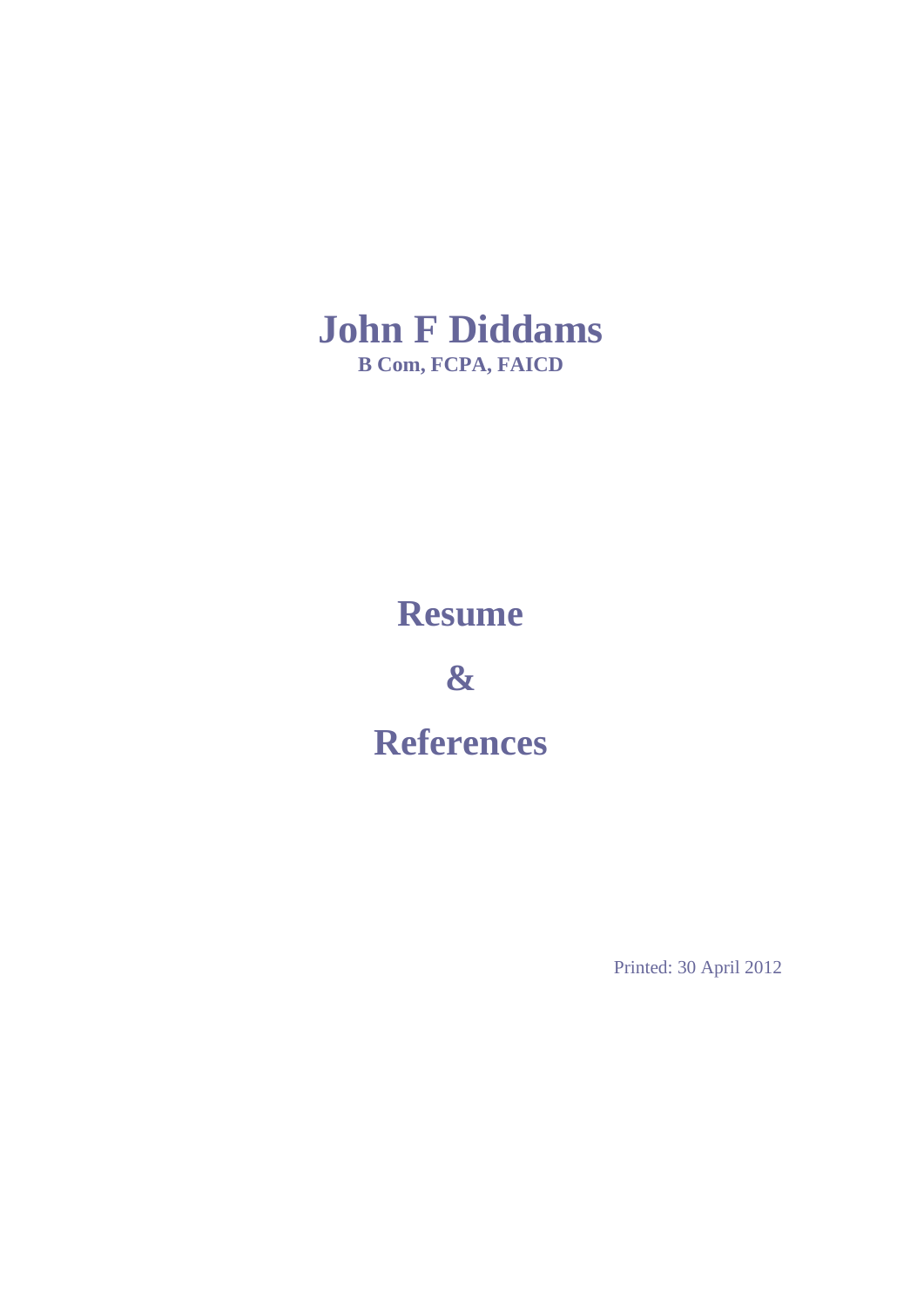# John F Diddams

**B Com, FCPA, FAICD**

# Resume

# &

# References

Printed: 30 April 2012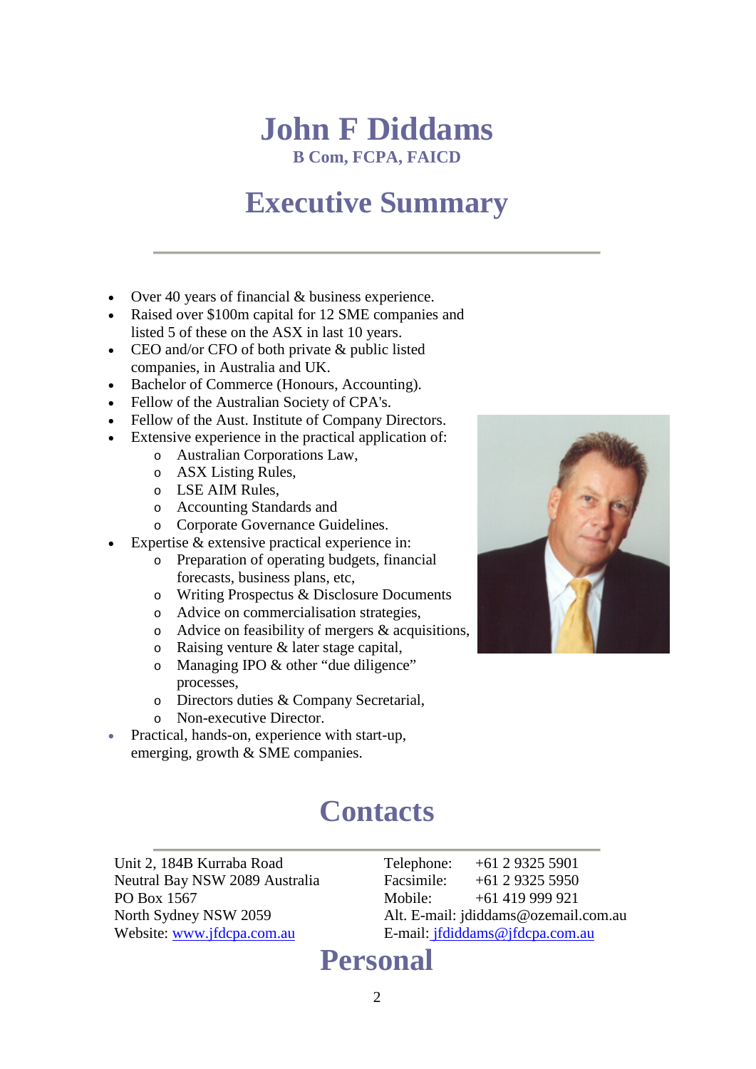# John F Diddams

**B Com, FCPA, FAICD**

## Executive Summary

- Over 40 years of financial & business experience.
- Raised over $100m capital for 12 SME companies and listed 5 of these on the ASX in last 10 years.
- CEO and/or CFO of both private & public listed companies, in Australia and UK.
- Bachelor of Commerce (Honours, Accounting).
- Fellow of the Australian Society of CPA's.
- Fellow of the Aust. Institute of Company Directors.
- Extensive experience in the practical application of:
  - Australian Corporations Law,
  - ASX Listing Rules,
  - LSE AIM Rules,
  - Accounting Standards and
  - Corporate Governance Guidelines.
- Expertise & extensive practical experience in:
  - Preparation of operating budgets, financial forecasts, business plans, etc,
  - Writing Prospectus & Disclosure Documents
  - Advice on commercialisation strategies,
  - Advice on feasibility of mergers & acquisitions,
  - Raising venture & later stage capital,
  - Managing IPO & other "due diligence" processes,
  - Directors duties & Company Secretarial,
  - Non-executive Director.
- Practical, hands-on, experience with start-up, emerging, growth & SME companies.

## Contacts

Unit 2, 184B Kurraba Road
Neutral Bay NSW 2089 Australia
PO Box 1567
North Sydney NSW 2059
Website: www.jfdcpa.com.au

Telephone: +61 2 9325 5901
Facsimile: +61 2 9325 5950
Mobile: +61 419 999 921
Alt. E-mail: jdiddams@ozemail.com.au
E-mail: jfdiddams@jfdcpa.com.au

## Personal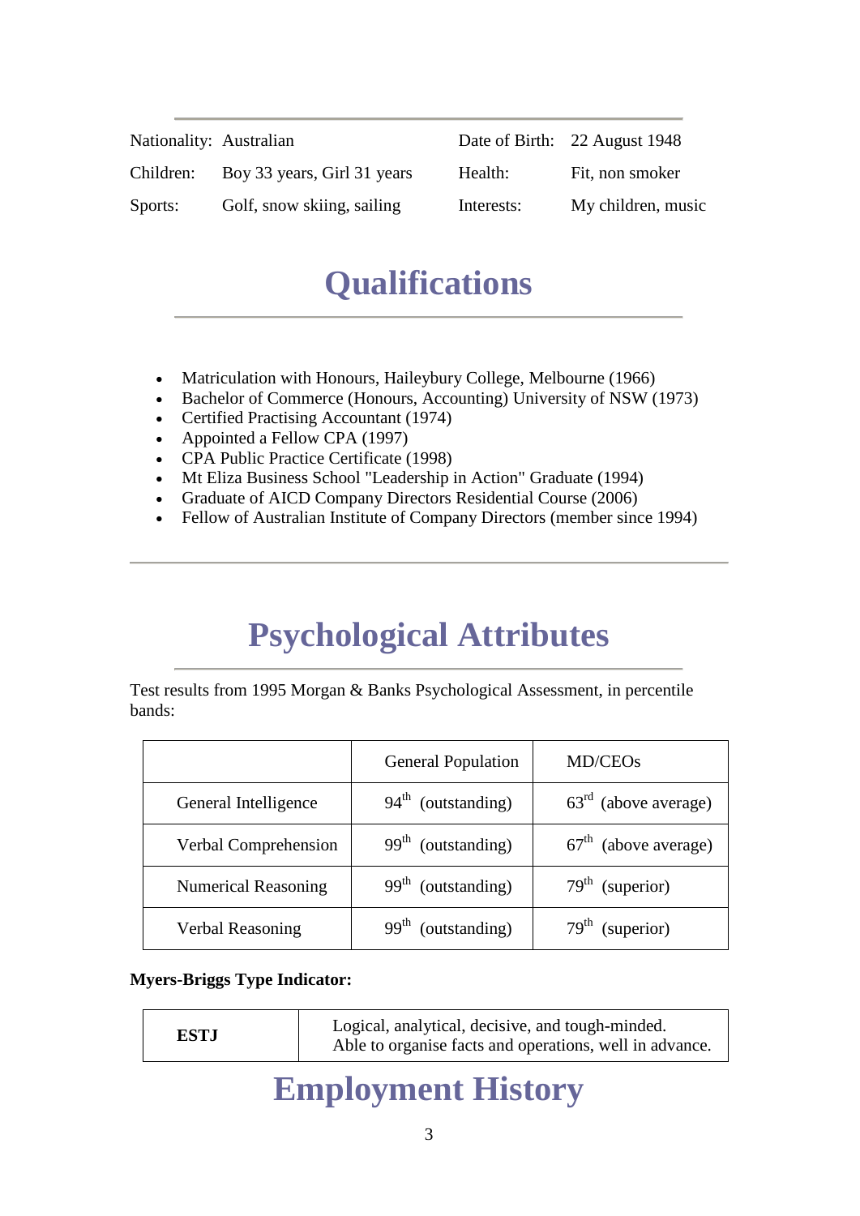| Nationality: | Australian | Date of Birth: | 22 August 1948 |
|---|---|---|---|
| Children: | Boy 33 years, Girl 31 years | Health: | Fit, non smoker |
| Sports: | Golf, snow skiing, sailing | Interests: | My children, music |

# Qualifications

- Matriculation with Honours, Haileybury College, Melbourne (1966)
- Bachelor of Commerce (Honours, Accounting) University of NSW (1973)
- Certified Practising Accountant (1974)
- Appointed a Fellow CPA (1997)
- CPA Public Practice Certificate (1998)
- Mt Eliza Business School "Leadership in Action" Graduate (1994)
- Graduate of AICD Company Directors Residential Course (2006)
- Fellow of Australian Institute of Company Directors (member since 1994)

# Psychological Attributes

Test results from 1995 Morgan & Banks Psychological Assessment, in percentile bands:

| | General Population | MD/CEOs |
|---|---|---|
| General Intelligence | 94th (outstanding) | 63rd (above average) |
| Verbal Comprehension | 99th (outstanding) | 67th (above average) |
| Numerical Reasoning | 99th (outstanding) | 79th (superior) |
| Verbal Reasoning | 99th (outstanding) | 79th (superior) |

**Myers-Briggs Type Indicator:**

| **ESTJ** | Logical, analytical, decisive, and tough-minded. Able to organise facts and operations, well in advance. |
|---|---|

# Employment History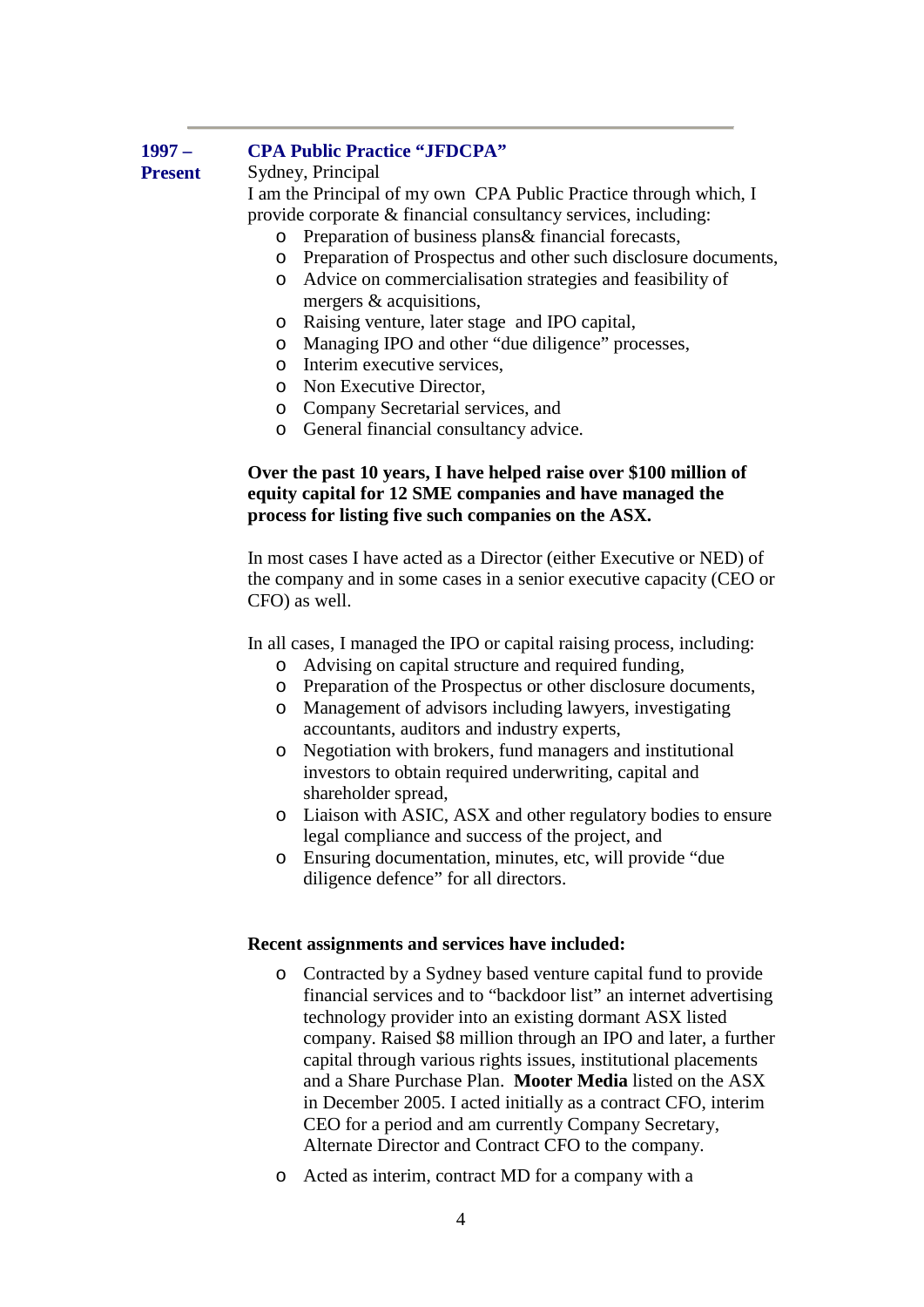**1997 – Present** **CPA Public Practice "JFDCPA"**

Sydney, Principal

I am the Principal of my own CPA Public Practice through which, I provide corporate & financial consultancy services, including:

- Preparation of business plans& financial forecasts,
- Preparation of Prospectus and other such disclosure documents,
- Advice on commercialisation strategies and feasibility of mergers & acquisitions,
- Raising venture, later stage and IPO capital,
- Managing IPO and other "due diligence" processes,
- Interim executive services,
- Non Executive Director,
- Company Secretarial services, and
- General financial consultancy advice.

**Over the past 10 years, I have helped raise over $100 million of equity capital for 12 SME companies and have managed the process for listing five such companies on the ASX.**

In most cases I have acted as a Director (either Executive or NED) of the company and in some cases in a senior executive capacity (CEO or CFO) as well.

In all cases, I managed the IPO or capital raising process, including:

- Advising on capital structure and required funding,
- Preparation of the Prospectus or other disclosure documents,
- Management of advisors including lawyers, investigating accountants, auditors and industry experts,
- Negotiation with brokers, fund managers and institutional investors to obtain required underwriting, capital and shareholder spread,
- Liaison with ASIC, ASX and other regulatory bodies to ensure legal compliance and success of the project, and
- Ensuring documentation, minutes, etc, will provide "due diligence defence" for all directors.

**Recent assignments and services have included:**

- Contracted by a Sydney based venture capital fund to provide financial services and to "backdoor list" an internet advertising technology provider into an existing dormant ASX listed company. Raised $8 million through an IPO and later, a further capital through various rights issues, institutional placements and a Share Purchase Plan. **Mooter Media** listed on the ASX in December 2005. I acted initially as a contract CFO, interim CEO for a period and am currently Company Secretary, Alternate Director and Contract CFO to the company.
- Acted as interim, contract MD for a company with a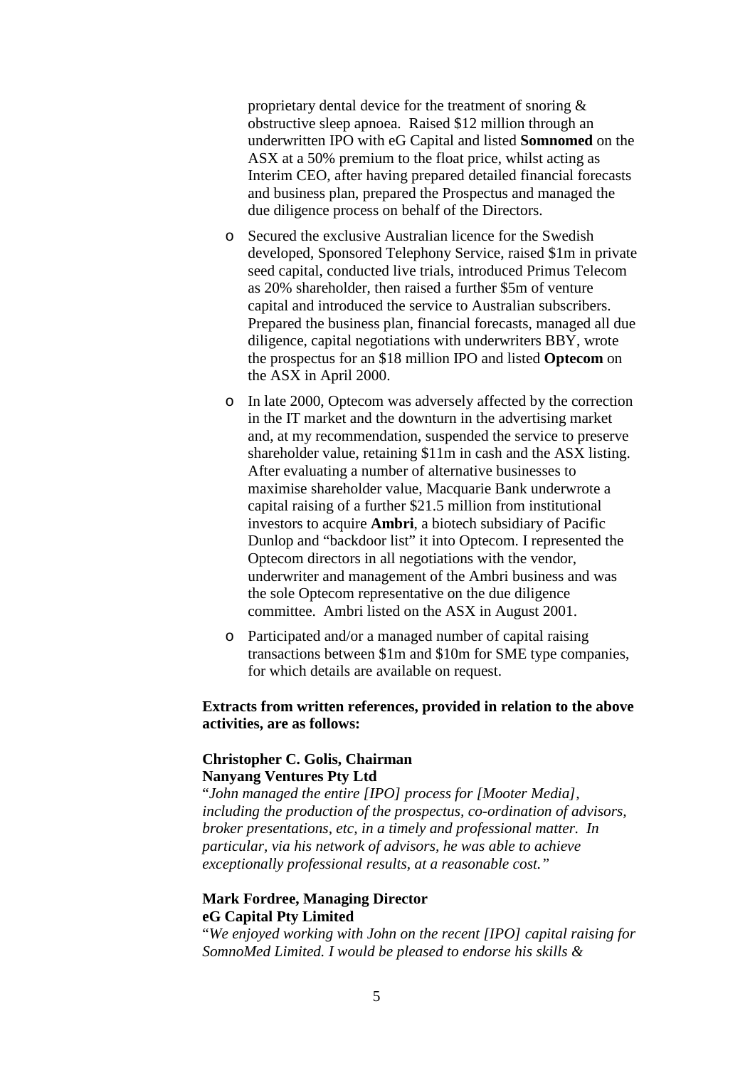proprietary dental device for the treatment of snoring & obstructive sleep apnoea. Raised $12 million through an underwritten IPO with eG Capital and listed **Somnomed** on the ASX at a 50% premium to the float price, whilst acting as Interim CEO, after having prepared detailed financial forecasts and business plan, prepared the Prospectus and managed the due diligence process on behalf of the Directors.

- Secured the exclusive Australian licence for the Swedish developed, Sponsored Telephony Service, raised $1m in private seed capital, conducted live trials, introduced Primus Telecom as 20% shareholder, then raised a further $5m of venture capital and introduced the service to Australian subscribers. Prepared the business plan, financial forecasts, managed all due diligence, capital negotiations with underwriters BBY, wrote the prospectus for an $18 million IPO and listed **Optecom** on the ASX in April 2000.

- In late 2000, Optecom was adversely affected by the correction in the IT market and the downturn in the advertising market and, at my recommendation, suspended the service to preserve shareholder value, retaining $11m in cash and the ASX listing. After evaluating a number of alternative businesses to maximise shareholder value, Macquarie Bank underwrote a capital raising of a further $21.5 million from institutional investors to acquire **Ambri**, a biotech subsidiary of Pacific Dunlop and "backdoor list" it into Optecom. I represented the Optecom directors in all negotiations with the vendor, underwriter and management of the Ambri business and was the sole Optecom representative on the due diligence committee. Ambri listed on the ASX in August 2001.

- Participated and/or a managed number of capital raising transactions between $1m and $10m for SME type companies, for which details are available on request.

**Extracts from written references, provided in relation to the above activities, are as follows:**

**Christopher C. Golis, Chairman**
**Nanyang Ventures Pty Ltd**
"*John managed the entire [IPO] process for [Mooter Media], including the production of the prospectus, co-ordination of advisors, broker presentations, etc, in a timely and professional matter. In particular, via his network of advisors, he was able to achieve exceptionally professional results, at a reasonable cost.*"

**Mark Fordree, Managing Director**
**eG Capital Pty Limited**
"*We enjoyed working with John on the recent [IPO] capital raising for SomnoMed Limited. I would be pleased to endorse his skills &*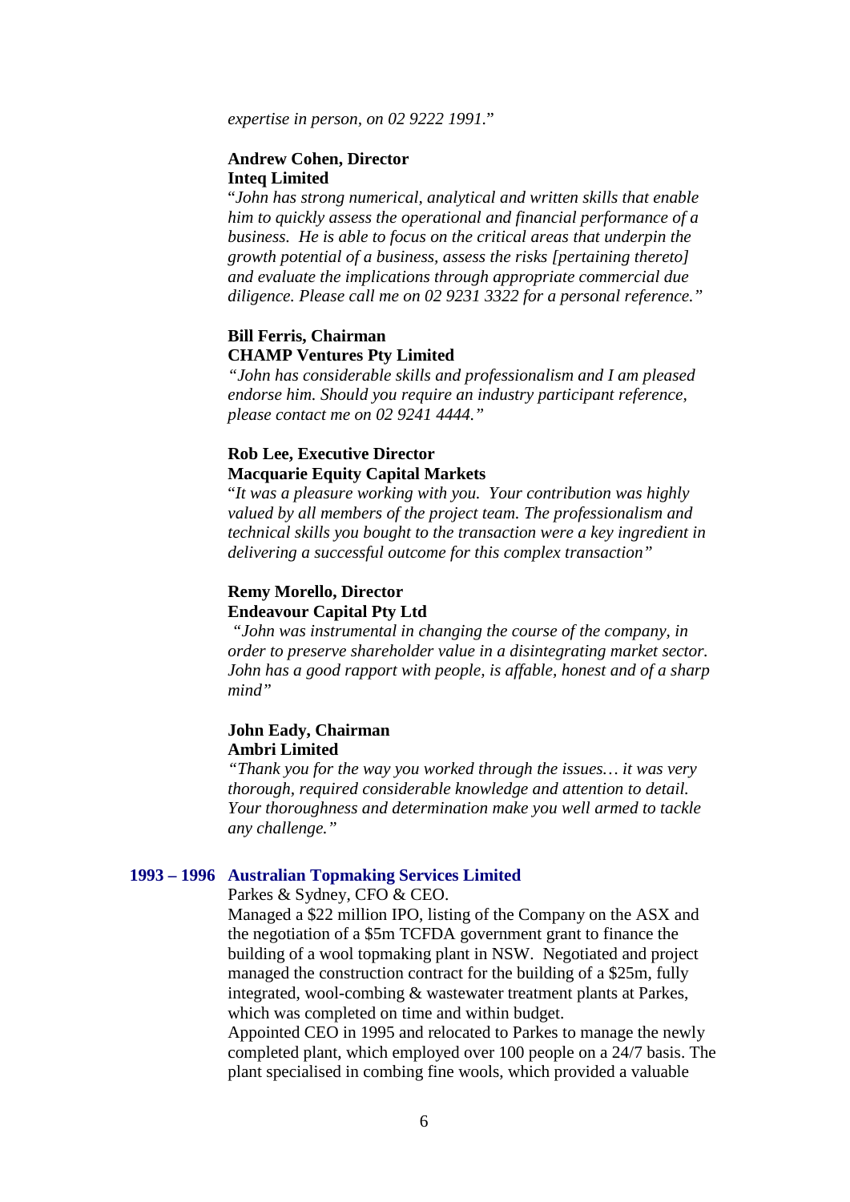*expertise in person, on 02 9222 1991.*"

**Andrew Cohen, Director**
**Inteq Limited**
"*John has strong numerical, analytical and written skills that enable him to quickly assess the operational and financial performance of a business. He is able to focus on the critical areas that underpin the growth potential of a business, assess the risks [pertaining thereto] and evaluate the implications through appropriate commercial due diligence. Please call me on 02 9231 3322 for a personal reference."*

**Bill Ferris, Chairman**
**CHAMP Ventures Pty Limited**
*"John has considerable skills and professionalism and I am pleased endorse him. Should you require an industry participant reference, please contact me on 02 9241 4444."*

**Rob Lee, Executive Director**
**Macquarie Equity Capital Markets**
"*It was a pleasure working with you. Your contribution was highly valued by all members of the project team. The professionalism and technical skills you bought to the transaction were a key ingredient in delivering a successful outcome for this complex transaction"*

**Remy Morello, Director**
**Endeavour Capital Pty Ltd**
*"John was instrumental in changing the course of the company, in order to preserve shareholder value in a disintegrating market sector. John has a good rapport with people, is affable, honest and of a sharp mind"*

**John Eady, Chairman**
**Ambri Limited**
*"Thank you for the way you worked through the issues… it was very thorough, required considerable knowledge and attention to detail. Your thoroughness and determination make you well armed to tackle any challenge."*

**1993 – 1996 Australian Topmaking Services Limited**

Parkes & Sydney, CFO & CEO.
Managed a $22 million IPO, listing of the Company on the ASX and the negotiation of a $5m TCFDA government grant to finance the building of a wool topmaking plant in NSW. Negotiated and project managed the construction contract for the building of a $25m, fully integrated, wool-combing & wastewater treatment plants at Parkes, which was completed on time and within budget.
Appointed CEO in 1995 and relocated to Parkes to manage the newly completed plant, which employed over 100 people on a 24/7 basis. The plant specialised in combing fine wools, which provided a valuable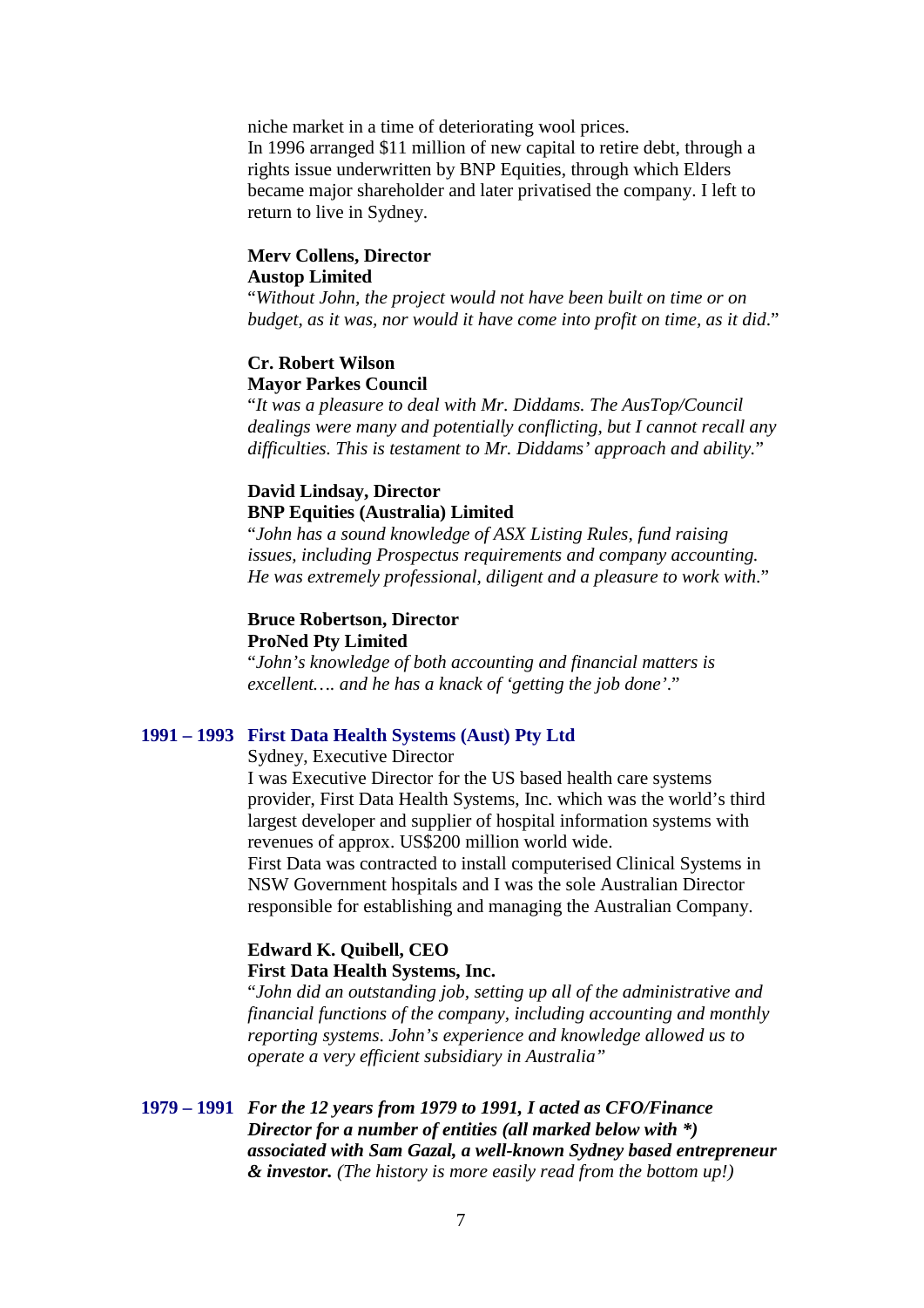niche market in a time of deteriorating wool prices.
In 1996 arranged $11 million of new capital to retire debt, through a rights issue underwritten by BNP Equities, through which Elders became major shareholder and later privatised the company. I left to return to live in Sydney.

**Merv Collens, Director**
**Austop Limited**
"*Without John, the project would not have been built on time or on budget, as it was, nor would it have come into profit on time, as it did*."

**Cr. Robert Wilson**
**Mayor Parkes Council**
"*It was a pleasure to deal with Mr. Diddams. The AusTop/Council dealings were many and potentially conflicting, but I cannot recall any difficulties. This is testament to Mr. Diddams' approach and ability.*"

**David Lindsay, Director**
**BNP Equities (Australia) Limited**
"*John has a sound knowledge of ASX Listing Rules, fund raising issues, including Prospectus requirements and company accounting. He was extremely professional, diligent and a pleasure to work with*."

**Bruce Robertson, Director**
**ProNed Pty Limited**
"*John's knowledge of both accounting and financial matters is excellent…. and he has a knack of 'getting the job done'*."

### 1991 – 1993 First Data Health Systems (Aust) Pty Ltd

Sydney, Executive Director
I was Executive Director for the US based health care systems provider, First Data Health Systems, Inc. which was the world's third largest developer and supplier of hospital information systems with revenues of approx. US$200 million world wide.
First Data was contracted to install computerised Clinical Systems in NSW Government hospitals and I was the sole Australian Director responsible for establishing and managing the Australian Company.

**Edward K. Quibell, CEO**
**First Data Health Systems, Inc.**
"*John did an outstanding job, setting up all of the administrative and financial functions of the company, including accounting and monthly reporting systems. John's experience and knowledge allowed us to operate a very efficient subsidiary in Australia"*

### 1979 – 1991 ***For the 12 years from 1979 to 1991, I acted as CFO/Finance Director for a number of entities (all marked below with *) associated with Sam Gazal, a well-known Sydney based entrepreneur & investor.*** *(The history is more easily read from the bottom up!)*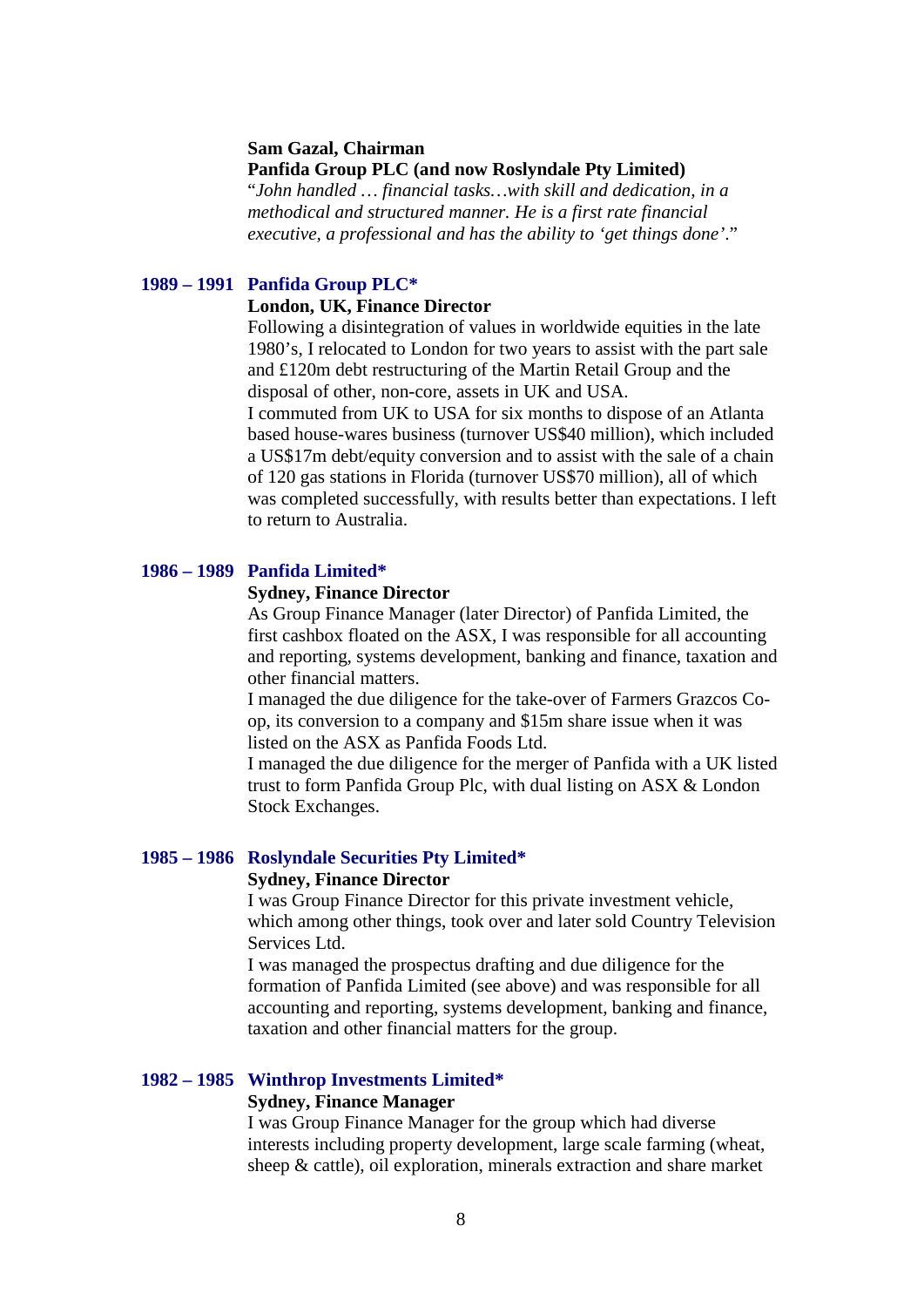**Sam Gazal, Chairman**
**Panfida Group PLC (and now Roslyndale Pty Limited)**
"*John handled … financial tasks…with skill and dedication, in a methodical and structured manner. He is a first rate financial executive, a professional and has the ability to 'get things done'*."

### 1989 – 1991 Panfida Group PLC*

**London, UK, Finance Director**

Following a disintegration of values in worldwide equities in the late 1980's, I relocated to London for two years to assist with the part sale and £120m debt restructuring of the Martin Retail Group and the disposal of other, non-core, assets in UK and USA.

I commuted from UK to USA for six months to dispose of an Atlanta based house-wares business (turnover US$40 million), which included a US$17m debt/equity conversion and to assist with the sale of a chain of 120 gas stations in Florida (turnover US$70 million), all of which was completed successfully, with results better than expectations. I left to return to Australia.

### 1986 – 1989 Panfida Limited*

**Sydney, Finance Director**

As Group Finance Manager (later Director) of Panfida Limited, the first cashbox floated on the ASX, I was responsible for all accounting and reporting, systems development, banking and finance, taxation and other financial matters.

I managed the due diligence for the take-over of Farmers Grazcos Co-op, its conversion to a company and $15m share issue when it was listed on the ASX as Panfida Foods Ltd.

I managed the due diligence for the merger of Panfida with a UK listed trust to form Panfida Group Plc, with dual listing on ASX & London Stock Exchanges.

### 1985 – 1986 Roslyndale Securities Pty Limited*

**Sydney, Finance Director**

I was Group Finance Director for this private investment vehicle, which among other things, took over and later sold Country Television Services Ltd.

I was managed the prospectus drafting and due diligence for the formation of Panfida Limited (see above) and was responsible for all accounting and reporting, systems development, banking and finance, taxation and other financial matters for the group.

### 1982 – 1985 Winthrop Investments Limited*

**Sydney, Finance Manager**

I was Group Finance Manager for the group which had diverse interests including property development, large scale farming (wheat, sheep & cattle), oil exploration, minerals extraction and share market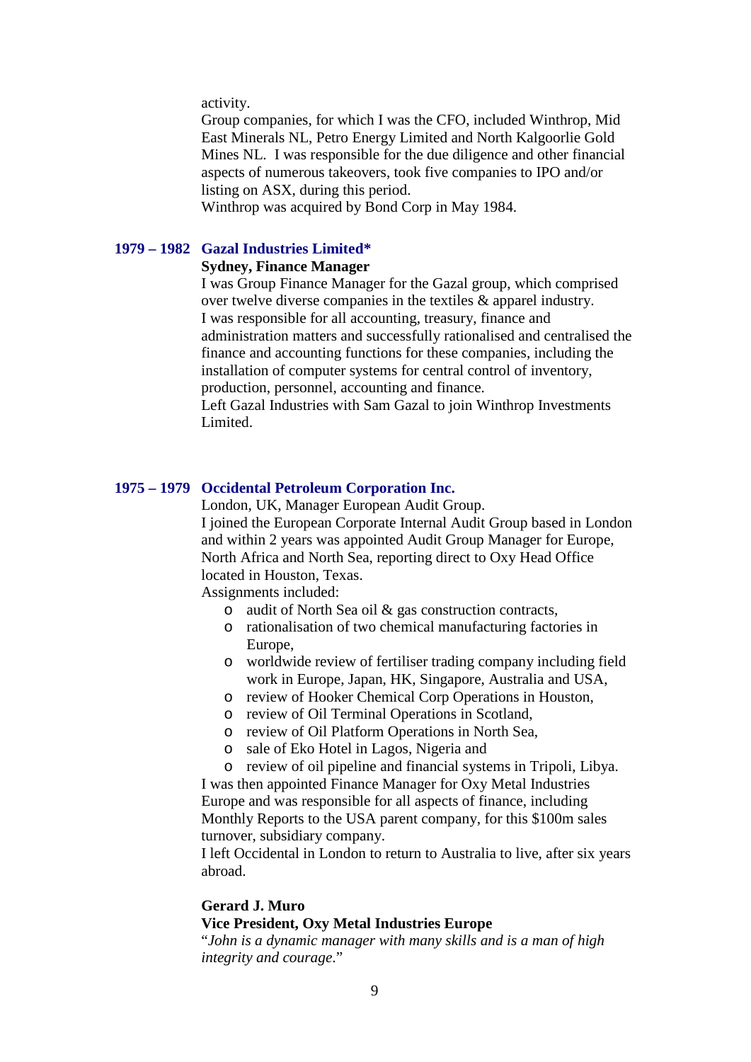activity.
Group companies, for which I was the CFO, included Winthrop, Mid East Minerals NL, Petro Energy Limited and North Kalgoorlie Gold Mines NL. I was responsible for the due diligence and other financial aspects of numerous takeovers, took five companies to IPO and/or listing on ASX, during this period.
Winthrop was acquired by Bond Corp in May 1984.

### 1979 – 1982 Gazal Industries Limited*

**Sydney, Finance Manager**

I was Group Finance Manager for the Gazal group, which comprised over twelve diverse companies in the textiles & apparel industry.
I was responsible for all accounting, treasury, finance and administration matters and successfully rationalised and centralised the finance and accounting functions for these companies, including the installation of computer systems for central control of inventory, production, personnel, accounting and finance.
Left Gazal Industries with Sam Gazal to join Winthrop Investments Limited.

### 1975 – 1979 Occidental Petroleum Corporation Inc.

London, UK, Manager European Audit Group.
I joined the European Corporate Internal Audit Group based in London and within 2 years was appointed Audit Group Manager for Europe, North Africa and North Sea, reporting direct to Oxy Head Office located in Houston, Texas.
Assignments included:

- audit of North Sea oil & gas construction contracts,
- rationalisation of two chemical manufacturing factories in Europe,
- worldwide review of fertiliser trading company including field work in Europe, Japan, HK, Singapore, Australia and USA,
- review of Hooker Chemical Corp Operations in Houston,
- review of Oil Terminal Operations in Scotland,
- review of Oil Platform Operations in North Sea,
- sale of Eko Hotel in Lagos, Nigeria and
- review of oil pipeline and financial systems in Tripoli, Libya.

I was then appointed Finance Manager for Oxy Metal Industries Europe and was responsible for all aspects of finance, including Monthly Reports to the USA parent company, for this $100m sales turnover, subsidiary company.
I left Occidental in London to return to Australia to live, after six years abroad.

**Gerard J. Muro**
**Vice President, Oxy Metal Industries Europe**
"*John is a dynamic manager with many skills and is a man of high integrity and courage*."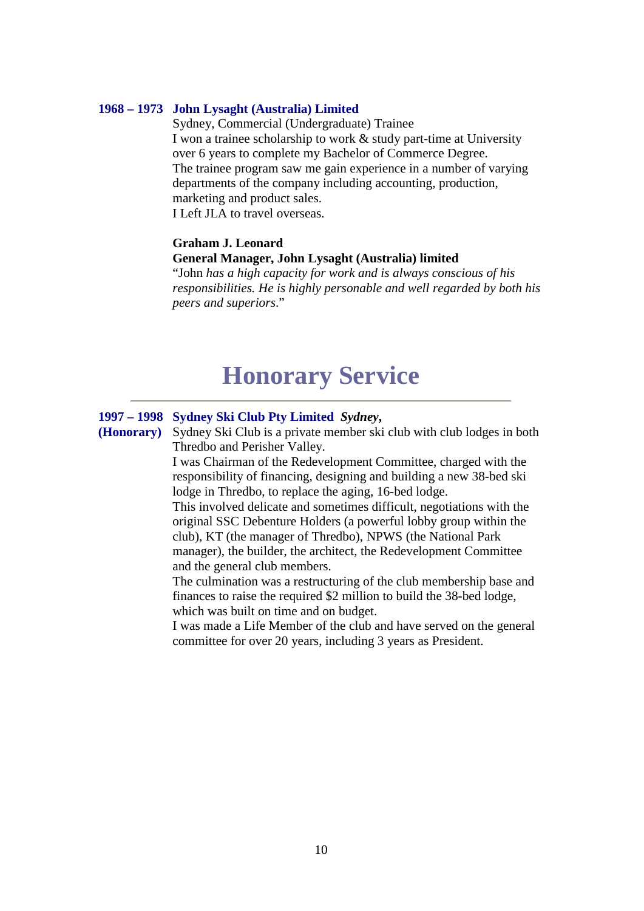**1968 – 1973** **John Lysaght (Australia) Limited**

Sydney, Commercial (Undergraduate) Trainee
I won a trainee scholarship to work & study part-time at University over 6 years to complete my Bachelor of Commerce Degree.
The trainee program saw me gain experience in a number of varying departments of the company including accounting, production, marketing and product sales.
I Left JLA to travel overseas.

**Graham J. Leonard**
**General Manager, John Lysaght (Australia) limited**
"John *has a high capacity for work and is always conscious of his responsibilities. He is highly personable and well regarded by both his peers and superiors*."

# Honorary Service

---

**1997 – 1998 (Honorary)** **Sydney Ski Club Pty Limited** ***Sydney*,**

Sydney Ski Club is a private member ski club with club lodges in both Thredbo and Perisher Valley.
I was Chairman of the Redevelopment Committee, charged with the responsibility of financing, designing and building a new 38-bed ski lodge in Thredbo, to replace the aging, 16-bed lodge.
This involved delicate and sometimes difficult, negotiations with the original SSC Debenture Holders (a powerful lobby group within the club), KT (the manager of Thredbo), NPWS (the National Park manager), the builder, the architect, the Redevelopment Committee and the general club members.
The culmination was a restructuring of the club membership base and finances to raise the required $2 million to build the 38-bed lodge, which was built on time and on budget.
I was made a Life Member of the club and have served on the general committee for over 20 years, including 3 years as President.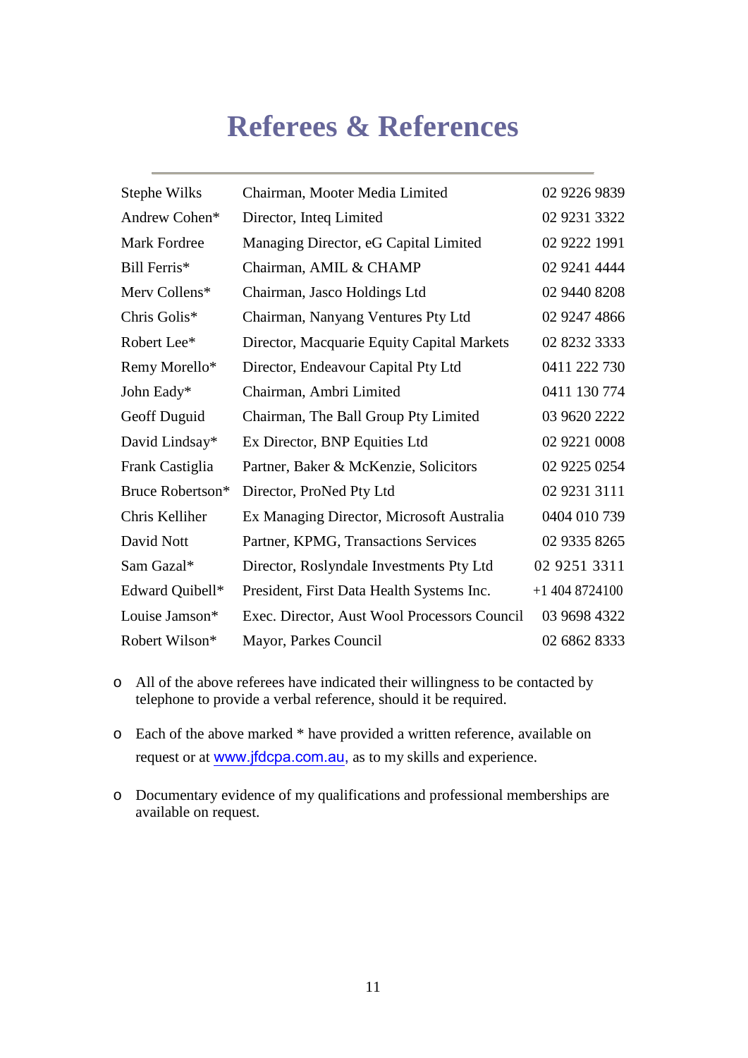# Referees & References

| | | |
|---|---|---|
| Stephe Wilks | Chairman, Mooter Media Limited | 02 9226 9839 |
| Andrew Cohen* | Director, Inteq Limited | 02 9231 3322 |
| Mark Fordree | Managing Director, eG Capital Limited | 02 9222 1991 |
| Bill Ferris* | Chairman, AMIL & CHAMP | 02 9241 4444 |
| Merv Collens* | Chairman, Jasco Holdings Ltd | 02 9440 8208 |
| Chris Golis* | Chairman, Nanyang Ventures Pty Ltd | 02 9247 4866 |
| Robert Lee* | Director, Macquarie Equity Capital Markets | 02 8232 3333 |
| Remy Morello* | Director, Endeavour Capital Pty Ltd | 0411 222 730 |
| John Eady* | Chairman, Ambri Limited | 0411 130 774 |
| Geoff Duguid | Chairman, The Ball Group Pty Limited | 03 9620 2222 |
| David Lindsay* | Ex Director, BNP Equities Ltd | 02 9221 0008 |
| Frank Castiglia | Partner, Baker & McKenzie, Solicitors | 02 9225 0254 |
| Bruce Robertson* | Director, ProNed Pty Ltd | 02 9231 3111 |
| Chris Kelliher | Ex Managing Director, Microsoft Australia | 0404 010 739 |
| David Nott | Partner, KPMG, Transactions Services | 02 9335 8265 |
| Sam Gazal* | Director, Roslyndale Investments Pty Ltd | 02 9251 3311 |
| Edward Quibell* | President, First Data Health Systems Inc. | +1 404 8724100 |
| Louise Jamson* | Exec. Director, Aust Wool Processors Council | 03 9698 4322 |
| Robert Wilson* | Mayor, Parkes Council | 02 6862 8333 |

- All of the above referees have indicated their willingness to be contacted by telephone to provide a verbal reference, should it be required.
- Each of the above marked * have provided a written reference, available on request or at www.jfdcpa.com.au, as to my skills and experience.
- Documentary evidence of my qualifications and professional memberships are available on request.